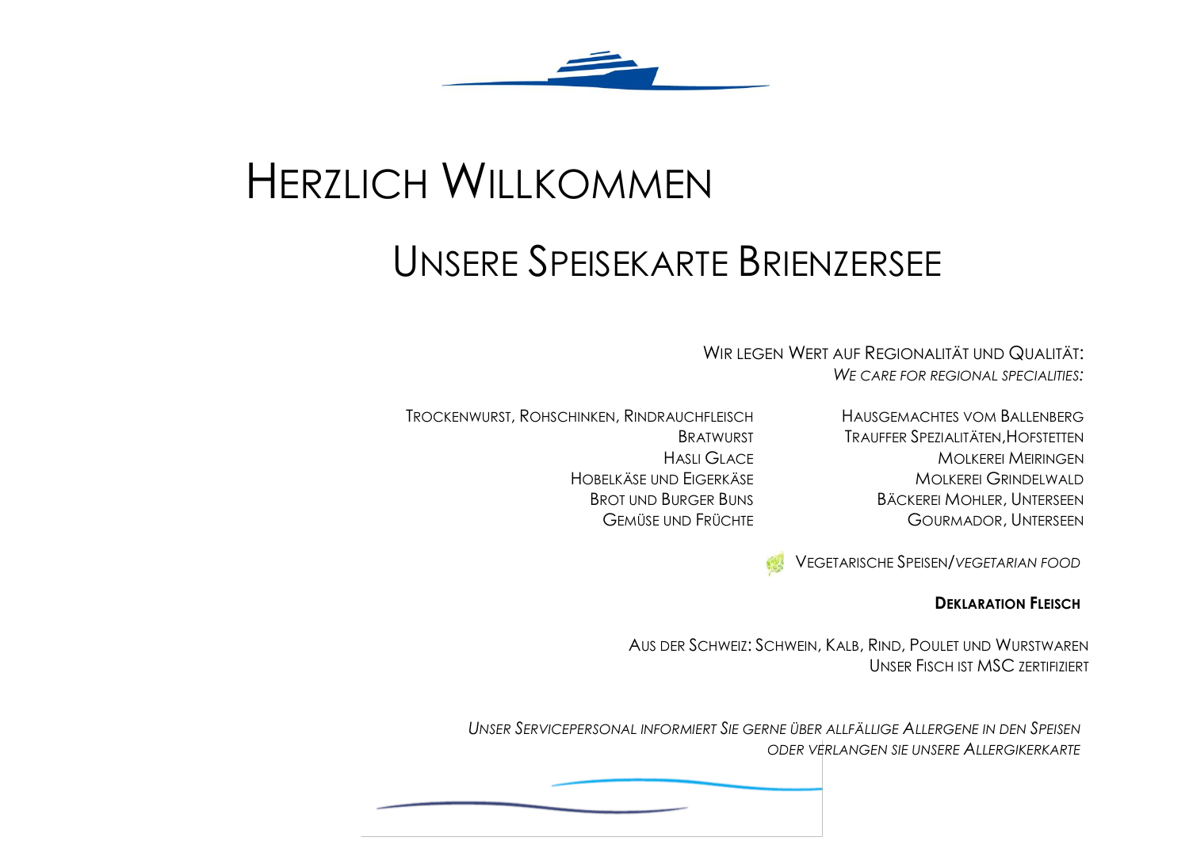# Herzlich Willkommen

## Unsere Speisekarte Brienzersee

Wir legen Wert auf Regionalität und Qualität:
*We care for regional specialities:*

| | |
|---|---|
| Trockenwurst, Rohschinken, Rindrauchfleisch | Hausgemachtes vom Ballenberg |
| Bratwurst | Trauffer Spezialitäten,Hofstetten |
| Hasli Glace | Molkerei Meiringen |
| Hobelkäse und Eigerkäse | Molkerei Grindelwald |
| Brot und Burger Buns | Bäckerei Mohler, Unterseen |
| Gemüse und Früchte | Gourmador, Unterseen |

Vegetarische Speisen/*Vegetarian Food*

**Deklaration Fleisch**

Aus der Schweiz: Schwein, Kalb, Rind, Poulet und Wurstwaren
Unser Fisch ist MSC zertifiziert

*Unser Servicepersonal informiert Sie gerne über allfällige Allergene in den Speisen oder verlangen Sie unsere Allergikerkarte*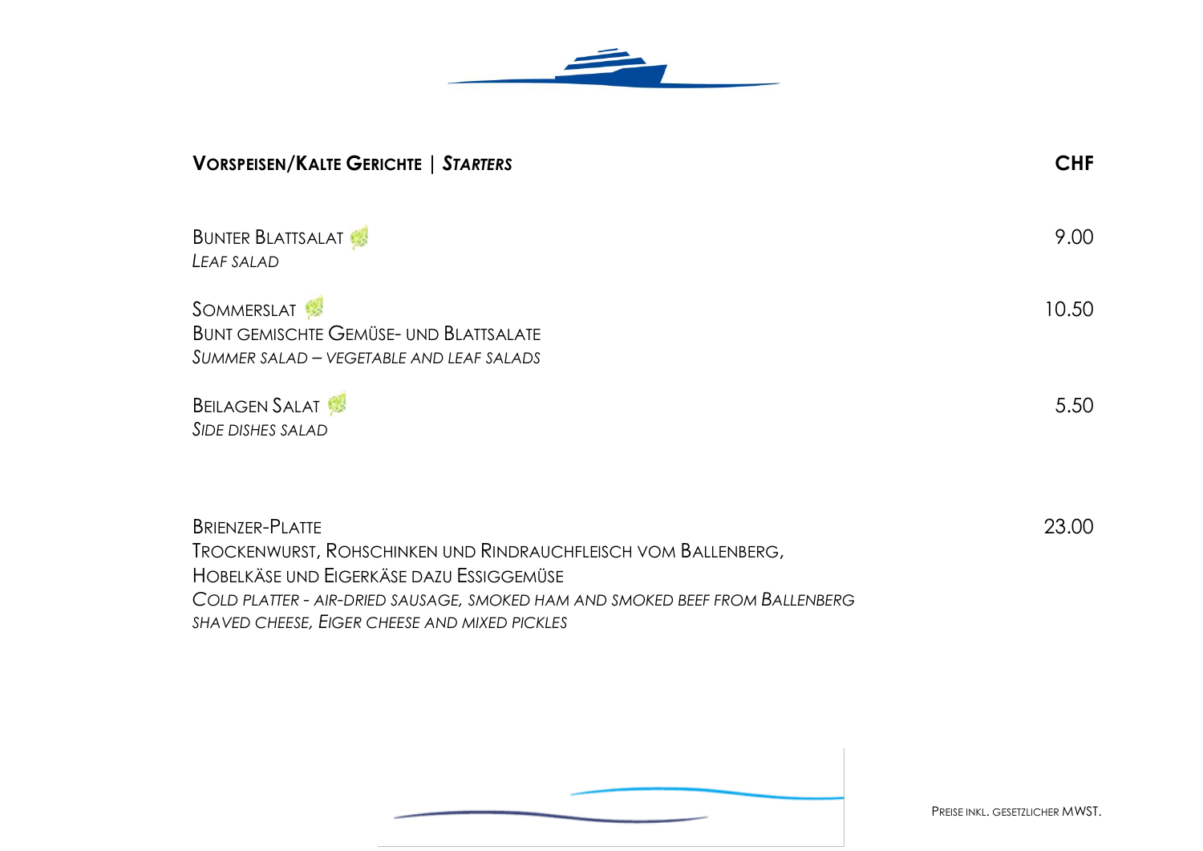## **Vorspeisen/Kalte Gerichte** | ***Starters***

| | CHF |
|---|---|
| Bunter Blattsalat<br>*Leaf salad* | 9.00 |
| Sommerslat<br>Bunt gemischte Gemüse- und Blattsalate<br>*Summer salad – vegetable and leaf salads* | 10.50 |
| Beilagen Salat<br>*Side dishes salad* | 5.50 |
| Brienzer-Platte<br>Trockenwurst, Rohschinken und Rindrauchfleisch vom Ballenberg,<br>Hobelkäse und Eigerkäse dazu Essiggemüse<br>*Cold platter - air-dried sausage, smoked ham and smoked beef from Ballenberg shaved cheese, Eiger cheese and mixed pickles* | 23.00 |

Preise inkl. gesetzlicher MWST.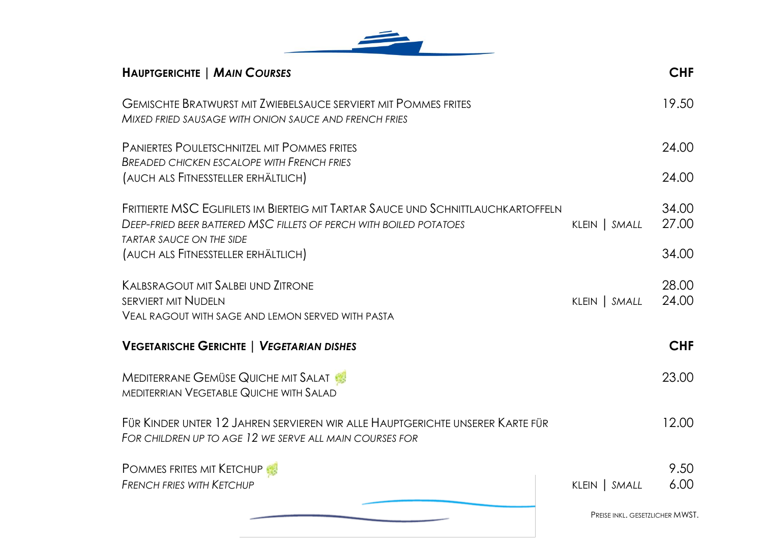## **Hauptgerichte | *Main Courses***

| | | CHF |
|---|---|---|
| Gemischte Bratwurst mit Zwiebelsauce serviert mit Pommes frites<br>*Mixed fried sausage with onion sauce and French fries* | | 19.50 |
| Paniertes Pouletschnitzel mit Pommes frites<br>*Breaded chicken escalope with French fries* | | 24.00 |
| (auch als Fitnessteller erhältlich) | | 24.00 |
| Frittierte MSC Egliflets im Bierteig mit Tartar Sauce und Schnittlauchkartoffeln | | 34.00 |
| *Deep-fried beer battered MSC fillets of perch with boiled potatoes*<br>*Tartar sauce on the side* | Klein \| *Small* | 27.00 |
| (auch als Fitnessteller erhältlich) | | 34.00 |
| Kalbsragout mit Salbei und Zitrone | | 28.00 |
| serviert mit Nudeln<br>Veal ragout with sage and lemon served with pasta | Klein \| *Small* | 24.00 |

## **Vegetarische Gerichte | *Vegetarian dishes***

| | | CHF |
|---|---|---|
| Mediterrane Gemüse Quiche mit Salat<br>Mediterrian Vegetable Quiche with Salad | | 23.00 |
| Für Kinder unter 12 Jahren servieren wir alle Hauptgerichte unserer Karte für<br>*For children up to age 12 we serve all main courses for* | | 12.00 |
| Pommes frites mit Ketchup | | 9.50 |
| *French fries with Ketchup* | Klein \| *Small* | 6.00 |

Preise inkl. gesetzlicher MWST.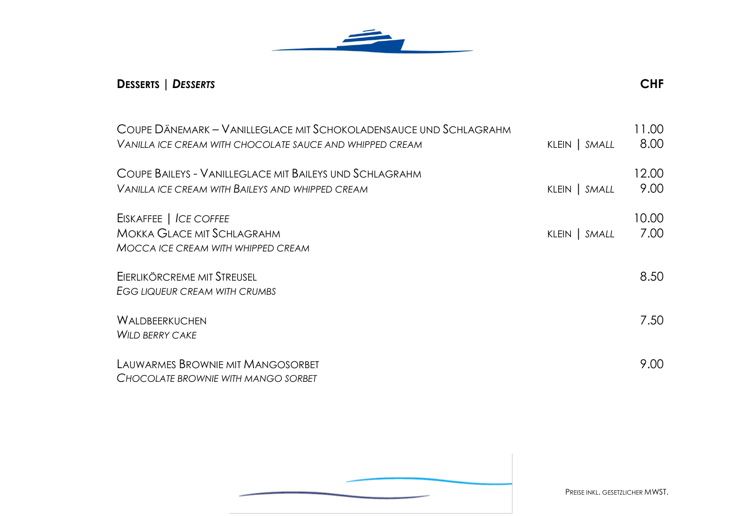## **Desserts | *Desserts***

| | | CHF |
|---|---|---|
| Coupe Dänemark – Vanilleglace mit Schokoladensauce und Schlagrahm<br>*Vanilla ice cream with chocolate sauce and whipped cream* | Klein \| *Small* | 11.00<br>8.00 |
| Coupe Baileys - Vanilleglace mit Baileys und Schlagrahm<br>*Vanilla ice cream with Baileys and whipped cream* | Klein \| *Small* | 12.00<br>9.00 |
| Eiskaffee \| *Ice coffee*<br>Mokka Glace mit Schlagrahm<br>*Mocca ice cream with whipped cream* | Klein \| *Small* | 10.00<br>7.00 |
| Eierlikörcreme mit Streusel<br>*Egg liqueur cream with crumbs* | | 8.50 |
| Waldbeerkuchen<br>*Wild berry cake* | | 7.50 |
| Lauwarmes Brownie mit Mangosorbet<br>*Chocolate brownie with mango sorbet* | | 9.00 |

Preise inkl. gesetzlicher MWST.